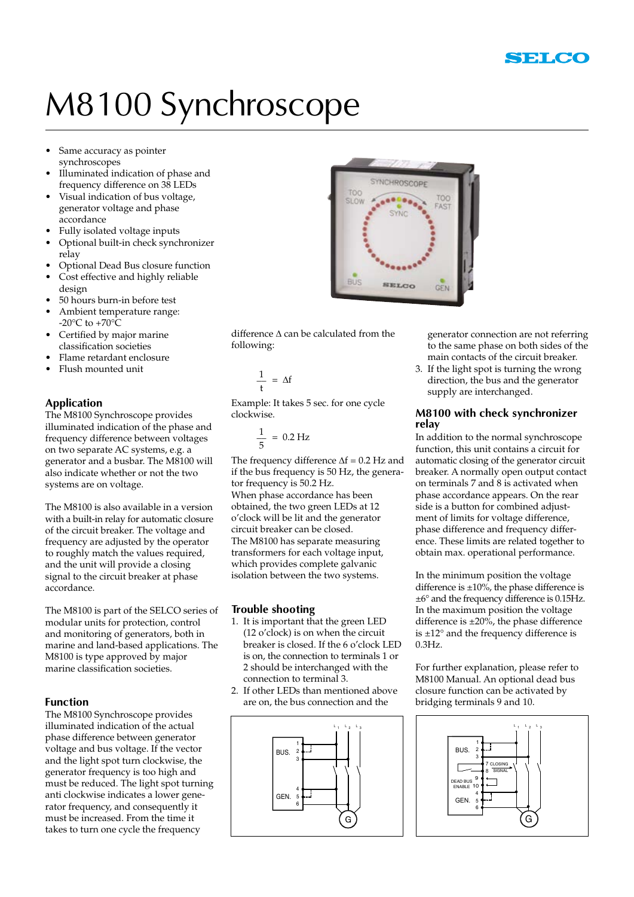# M8100 Synchroscope

- Same accuracy as pointer synchroscopes
- Illuminated indication of phase and frequency difference on 38 LEDs
- Visual indication of bus voltage, generator voltage and phase accordance
- Fully isolated voltage inputs
- Optional built-in check synchronizer relay
- Optional Dead Bus closure function
- Cost effective and highly reliable design
- 50 hours burn-in before test
- Ambient temperature range: -20°C to +70°C
- Certified by major marine classification societies
- Flame retardant enclosure
- Flush mounted unit

## Application

The M8100 Synchroscope provides illuminated indication of the phase and frequency difference between voltages on two separate AC systems, e.g. a generator and a busbar. The M8100 will also indicate whether or not the two systems are on voltage.

The M8100 is also available in a version with a built-in relay for automatic closure of the circuit breaker. The voltage and frequency are adjusted by the operator to roughly match the values required, and the unit will provide a closing signal to the circuit breaker at phase accordance.

The M8100 is part of the SELCO series of modular units for protection, control and monitoring of generators, both in marine and land-based applications. The M8100 is type approved by major marine classification societies.

## Function

The M8100 Synchroscope provides illuminated indication of the actual phase difference between generator voltage and bus voltage. If the vector and the light spot turn clockwise, the generator frequency is too high and must be reduced. The light spot turning anti clockwise indicates a lower generator frequency, and consequently it must be increased. From the time it takes to turn one cycle the frequency difference Δ can be calculated from the following:

$$\frac{1}{t} = \Delta f$$

Example: It takes 5 sec. for one cycle clockwise.

$$\frac{1}{5} = 0.2 \text{ Hz}$$

The frequency difference $\Delta f = 0.2$ Hz and if the bus frequency is 50 Hz, the generator frequency is 50.2 Hz.

When phase accordance has been obtained, the two green LEDs at 12 o'clock will be lit and the generator circuit breaker can be closed.

The M8100 has separate measuring transformers for each voltage input, which provides complete galvanic isolation between the two systems.

## Trouble shooting

1. It is important that the green LED (12 o'clock) is on when the circuit breaker is closed. If the 6 o'clock LED is on, the connection to terminals 1 or 2 should be interchanged with the connection to terminal 3.
2. If other LEDs than mentioned above are on, the bus connection and the generator connection are not referring to the same phase on both sides of the main contacts of the circuit breaker.
3. If the light spot is turning the wrong direction, the bus and the generator supply are interchanged.

## M8100 with check synchronizer relay

In addition to the normal synchroscope function, this unit contains a circuit for automatic closing of the generator circuit breaker. A normally open output contact on terminals 7 and 8 is activated when phase accordance appears. On the rear side is a button for combined adjustment of limits for voltage difference, phase difference and frequency difference. These limits are related together to obtain max. operational performance.

In the minimum position the voltage difference is ±10%, the phase difference is ±6° and the frequency difference is 0.15Hz. In the maximum position the voltage difference is ±20%, the phase difference is ±12° and the frequency difference is 0.3Hz.

For further explanation, please refer to M8100 Manual. An optional dead bus closure function can be activated by bridging terminals 9 and 10.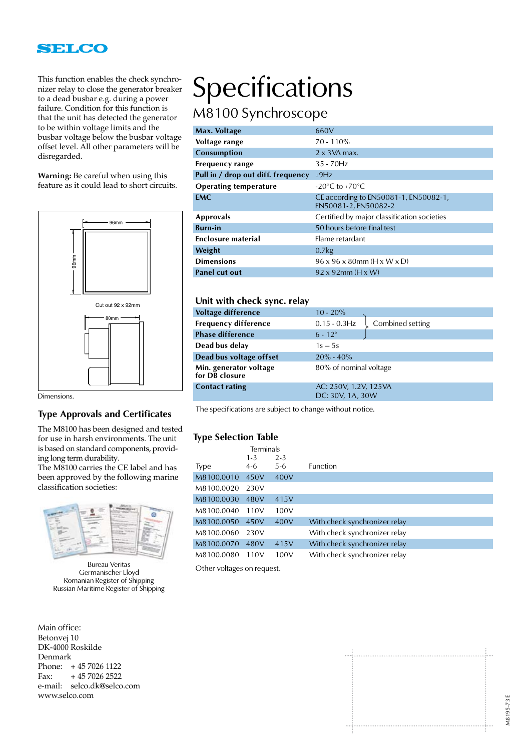This function enables the check synchronizer relay to close the generator breaker to a dead busbar e.g. during a power failure. Condition for this function is that the unit has detected the generator to be within voltage limits and the busbar voltage below the busbar voltage offset level. All other parameters will be disregarded.

**Warning:** Be careful when using this feature as it could lead to short circuits.

96mm

96mm

Cut out 92 x 92mm

80mm

Dimensions.

## Type Approvals and Certificates

The M8100 has been designed and tested for use in harsh environments. The unit is based on standard components, providing long term durability.
The M8100 carries the CE label and has been approved by the following marine classification societies:

Bureau Veritas
Germanischer Lloyd
Romanian Register of Shipping
Russian Maritime Register of Shipping

Main office:
Betonvej 10
DK-4000 Roskilde
Denmark
Phone: + 45 7026 1122
Fax: + 45 7026 2522
e-mail: selco.dk@selco.com
www.selco.com

# Specifications

## M8100 Synchroscope

| | |
|---|---|
| **Max. Voltage** | 660V |
| **Voltage range** | 70 - 110% |
| **Consumption** | 2 x 3VA max. |
| **Frequency range** | 35 - 70Hz |
| **Pull in / drop out diff. frequency** | ±9Hz |
| **Operating temperature** | -20°C to +70°C |
| **EMC** | CE according to EN50081-1, EN50082-1, EN50081-2, EN50082-2 |
| **Approvals** | Certified by major classification societies |
| **Burn-in** | 50 hours before final test |
| **Enclosure material** | Flame retardant |
| **Weight** | 0.7kg |
| **Dimensions** | 96 x 96 x 80mm (H x W x D) |
| **Panel cut out** | 92 x 92mm (H x W) |

### Unit with check sync. relay

| | | |
|---|---|---|
| **Voltage difference** | 10 - 20% | Combined setting |
| **Frequency difference** | 0.15 - 0.3Hz | Combined setting |
| **Phase difference** | 6 - 12° | Combined setting |
| **Dead bus delay** | 1s – 5s | |
| **Dead bus voltage offset** | 20% - 40% | |
| **Min. generator voltage for DB closure** | 80% of nominal voltage | |
| **Contact rating** | AC: 250V, 1.2V, 125VA<br>DC: 30V, 1A, 30W | |

The specifications are subject to change without notice.

### Type Selection Table

| | Terminals | | |
|---|---|---|---|
| Type | 1-3<br>4-6 | 2-3<br>5-6 | Function |
| M8100.0010 | 450V | 400V | |
| M8100.0020 | 230V | | |
| M8100.0030 | 480V | 415V | |
| M8100.0040 | 110V | 100V | |
| M8100.0050 | 450V | 400V | With check synchronizer relay |
| M8100.0060 | 230V | | With check synchronizer relay |
| M8100.0070 | 480V | 415V | With check synchronizer relay |
| M8100.0080 | 110V | 100V | With check synchronizer relay |

Other voltages on request.

M8195-73E